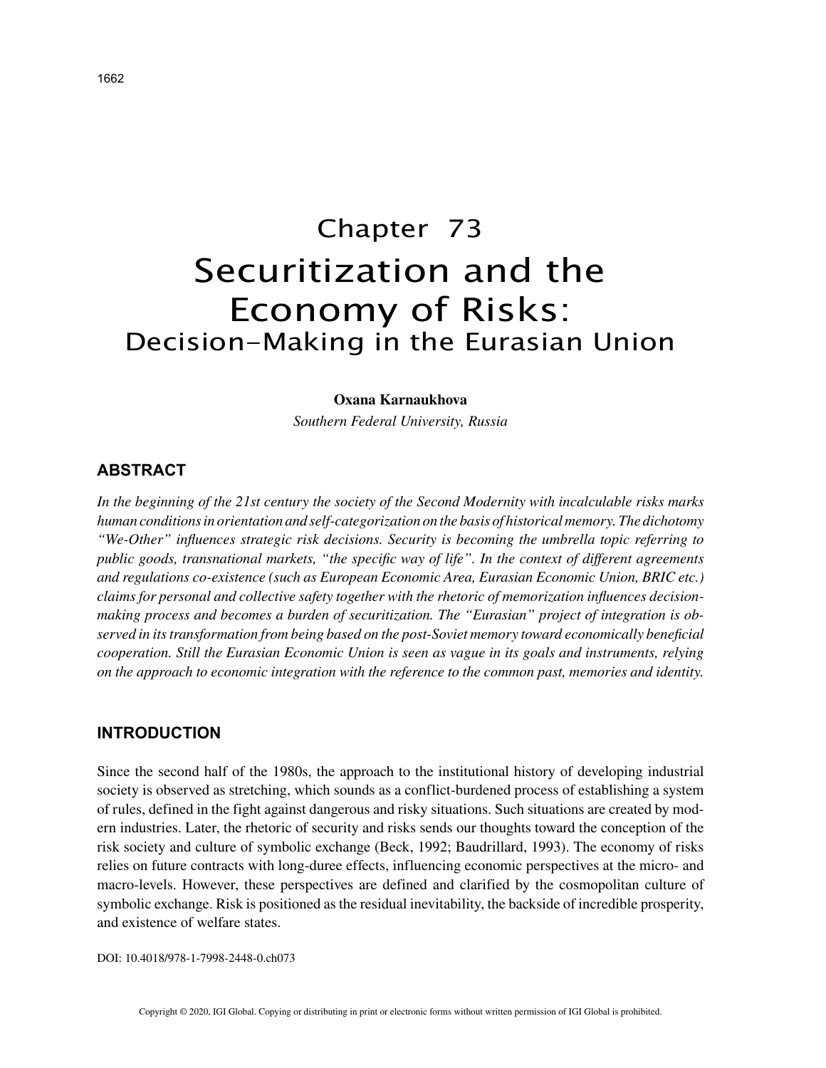# Chapter 73
# Securitization and the Economy of Risks:
## Decision-Making in the Eurasian Union

**Oxana Karnaukhova**

*Southern Federal University, Russia*

### ABSTRACT

*In the beginning of the 21st century the society of the Second Modernity with incalculable risks marks human conditions in orientation and self-categorization on the basis of historical memory. The dichotomy "We-Other" influences strategic risk decisions. Security is becoming the umbrella topic referring to public goods, transnational markets, "the specific way of life". In the context of different agreements and regulations co-existence (such as European Economic Area, Eurasian Economic Union, BRIC etc.) claims for personal and collective safety together with the rhetoric of memorization influences decision-making process and becomes a burden of securitization. The "Eurasian" project of integration is observed in its transformation from being based on the post-Soviet memory toward economically beneficial cooperation. Still the Eurasian Economic Union is seen as vague in its goals and instruments, relying on the approach to economic integration with the reference to the common past, memories and identity.*

### INTRODUCTION

Since the second half of the 1980s, the approach to the institutional history of developing industrial society is observed as stretching, which sounds as a conflict-burdened process of establishing a system of rules, defined in the fight against dangerous and risky situations. Such situations are created by modern industries. Later, the rhetoric of security and risks sends our thoughts toward the conception of the risk society and culture of symbolic exchange (Beck, 1992; Baudrillard, 1993). The economy of risks relies on future contracts with long-duree effects, influencing economic perspectives at the micro- and macro-levels. However, these perspectives are defined and clarified by the cosmopolitan culture of symbolic exchange. Risk is positioned as the residual inevitability, the backside of incredible prosperity, and existence of welfare states.

DOI: 10.4018/978-1-7998-2448-0.ch073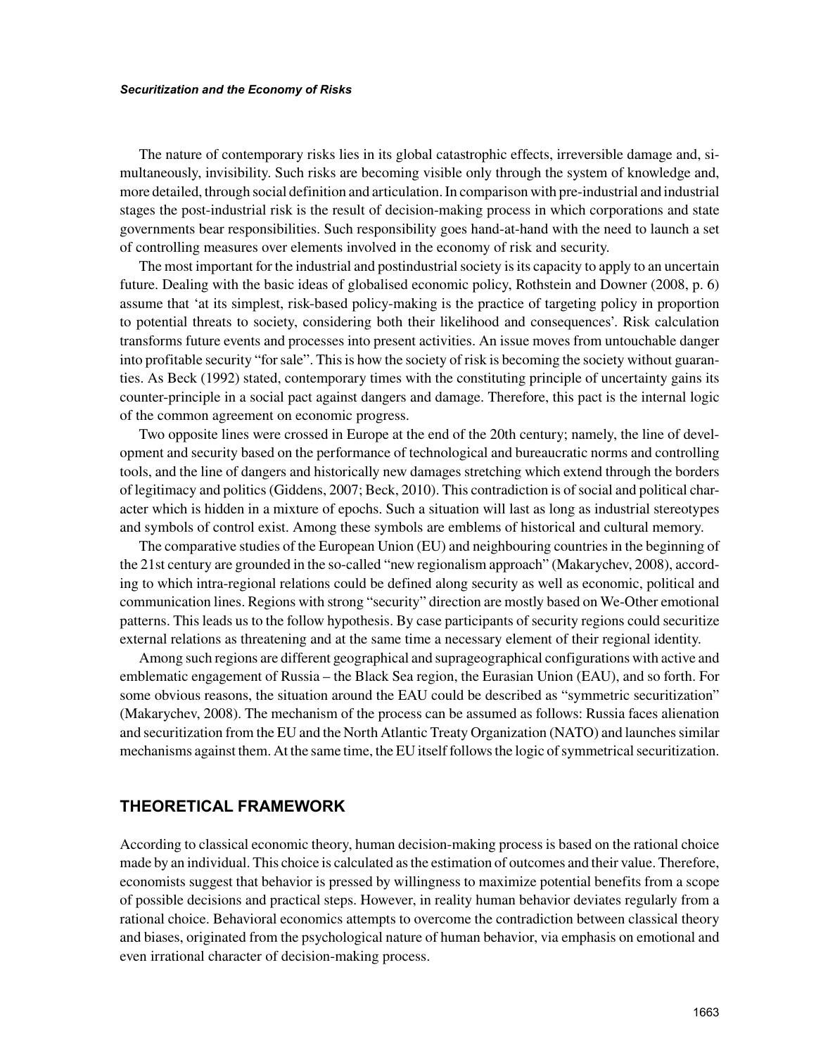The nature of contemporary risks lies in its global catastrophic effects, irreversible damage and, simultaneously, invisibility. Such risks are becoming visible only through the system of knowledge and, more detailed, through social definition and articulation. In comparison with pre-industrial and industrial stages the post-industrial risk is the result of decision-making process in which corporations and state governments bear responsibilities. Such responsibility goes hand-at-hand with the need to launch a set of controlling measures over elements involved in the economy of risk and security.

The most important for the industrial and postindustrial society is its capacity to apply to an uncertain future. Dealing with the basic ideas of globalised economic policy, Rothstein and Downer (2008, p. 6) assume that 'at its simplest, risk-based policy-making is the practice of targeting policy in proportion to potential threats to society, considering both their likelihood and consequences'. Risk calculation transforms future events and processes into present activities. An issue moves from untouchable danger into profitable security "for sale". This is how the society of risk is becoming the society without guaranties. As Beck (1992) stated, contemporary times with the constituting principle of uncertainty gains its counter-principle in a social pact against dangers and damage. Therefore, this pact is the internal logic of the common agreement on economic progress.

Two opposite lines were crossed in Europe at the end of the 20th century; namely, the line of development and security based on the performance of technological and bureaucratic norms and controlling tools, and the line of dangers and historically new damages stretching which extend through the borders of legitimacy and politics (Giddens, 2007; Beck, 2010). This contradiction is of social and political character which is hidden in a mixture of epochs. Such a situation will last as long as industrial stereotypes and symbols of control exist. Among these symbols are emblems of historical and cultural memory.

The comparative studies of the European Union (EU) and neighbouring countries in the beginning of the 21st century are grounded in the so-called "new regionalism approach" (Makarychev, 2008), according to which intra-regional relations could be defined along security as well as economic, political and communication lines. Regions with strong "security" direction are mostly based on We-Other emotional patterns. This leads us to the follow hypothesis. By case participants of security regions could securitize external relations as threatening and at the same time a necessary element of their regional identity.

Among such regions are different geographical and suprageographical configurations with active and emblematic engagement of Russia – the Black Sea region, the Eurasian Union (EAU), and so forth. For some obvious reasons, the situation around the EAU could be described as "symmetric securitization" (Makarychev, 2008). The mechanism of the process can be assumed as follows: Russia faces alienation and securitization from the EU and the North Atlantic Treaty Organization (NATO) and launches similar mechanisms against them. At the same time, the EU itself follows the logic of symmetrical securitization.

## THEORETICAL FRAMEWORK

According to classical economic theory, human decision-making process is based on the rational choice made by an individual. This choice is calculated as the estimation of outcomes and their value. Therefore, economists suggest that behavior is pressed by willingness to maximize potential benefits from a scope of possible decisions and practical steps. However, in reality human behavior deviates regularly from a rational choice. Behavioral economics attempts to overcome the contradiction between classical theory and biases, originated from the psychological nature of human behavior, via emphasis on emotional and even irrational character of decision-making process.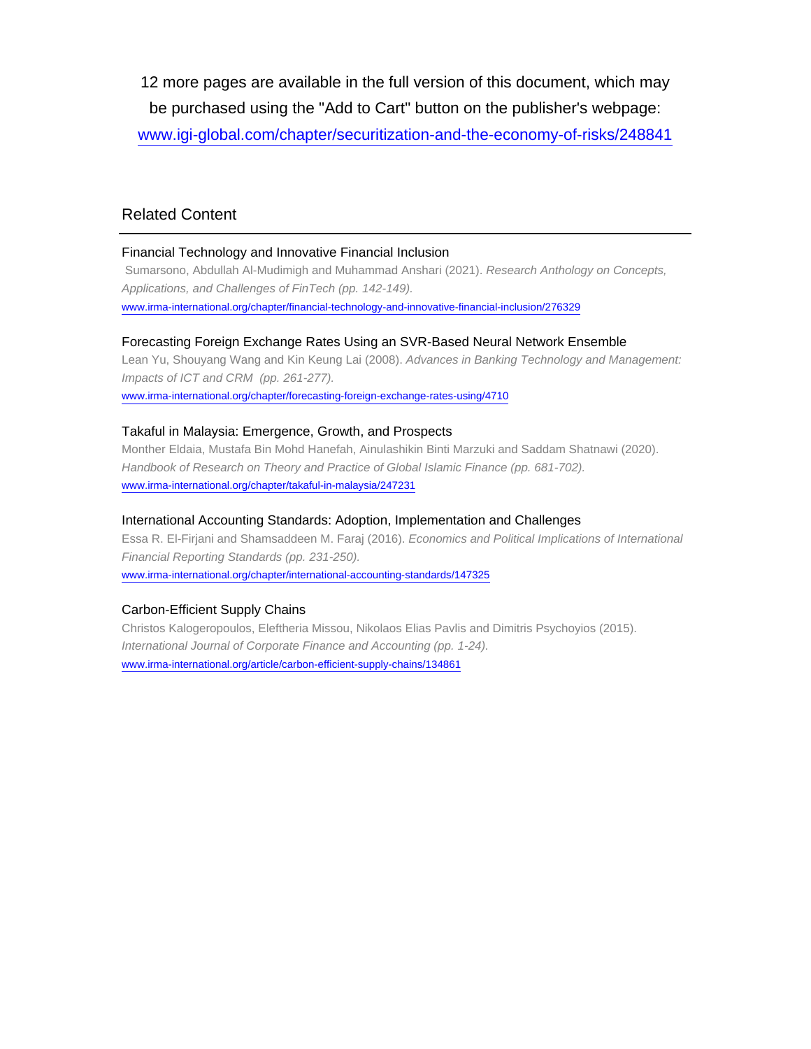12 more pages are available in the full version of this document, which may be purchased using the "Add to Cart" button on the publisher's webpage:
[www.igi-global.com/chapter/securitization-and-the-economy-of-risks/248841](http://www.igi-global.com/chapter/securitization-and-the-economy-of-risks/248841)

## Related Content

**Financial Technology and Innovative Financial Inclusion**
Sumarsono, Abdullah Al-Mudimigh and Muhammad Anshari (2021). *Research Anthology on Concepts, Applications, and Challenges of FinTech (pp. 142-149).*
[www.irma-international.org/chapter/financial-technology-and-innovative-financial-inclusion/276329](http://www.irma-international.org/chapter/financial-technology-and-innovative-financial-inclusion/276329)

**Forecasting Foreign Exchange Rates Using an SVR-Based Neural Network Ensemble**
Lean Yu, Shouyang Wang and Kin Keung Lai (2008). *Advances in Banking Technology and Management: Impacts of ICT and CRM (pp. 261-277).*
[www.irma-international.org/chapter/forecasting-foreign-exchange-rates-using/4710](http://www.irma-international.org/chapter/forecasting-foreign-exchange-rates-using/4710)

**Takaful in Malaysia: Emergence, Growth, and Prospects**
Monther Eldaia, Mustafa Bin Mohd Hanefah, Ainulashikin Binti Marzuki and Saddam Shatnawi (2020). *Handbook of Research on Theory and Practice of Global Islamic Finance (pp. 681-702).*
[www.irma-international.org/chapter/takaful-in-malaysia/247231](http://www.irma-international.org/chapter/takaful-in-malaysia/247231)

**International Accounting Standards: Adoption, Implementation and Challenges**
Essa R. El-Firjani and Shamsaddeen M. Faraj (2016). *Economics and Political Implications of International Financial Reporting Standards (pp. 231-250).*
[www.irma-international.org/chapter/international-accounting-standards/147325](http://www.irma-international.org/chapter/international-accounting-standards/147325)

**Carbon-Efficient Supply Chains**
Christos Kalogeropoulos, Eleftheria Missou, Nikolaos Elias Pavlis and Dimitris Psychoyios (2015). *International Journal of Corporate Finance and Accounting (pp. 1-24).*
[www.irma-international.org/article/carbon-efficient-supply-chains/134861](http://www.irma-international.org/article/carbon-efficient-supply-chains/134861)